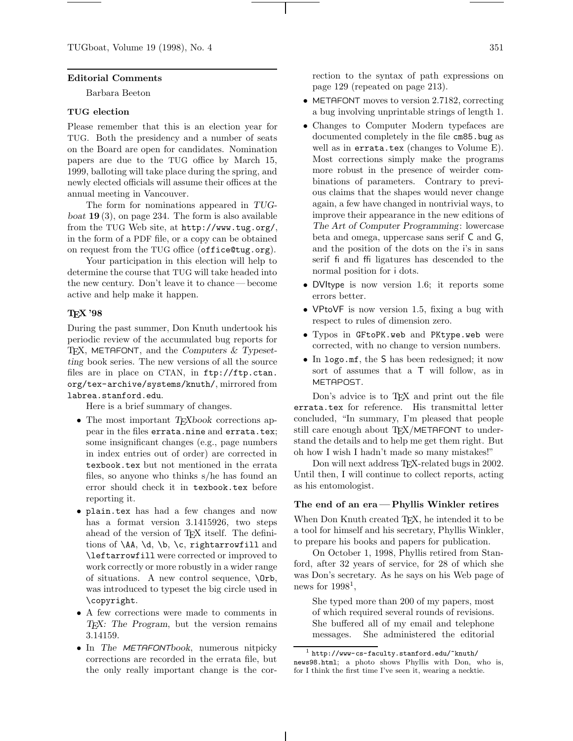## Editorial Comments

Barbara Beeton

### TUG election

Please remember that this is an election year for TUG. Both the presidency and a number of seats on the Board are open for candidates. Nomination papers are due to the TUG office by March 15, 1999, balloting will take place during the spring, and newly elected officials will assume their offices at the annual meeting in Vancouver.

The form for nominations appeared in *TUGboat* **19** (3), on page 234. The form is also available from the TUG Web site, at `http://www.tug.org/`, in the form of a PDF file, or a copy can be obtained on request from the TUG office (`office@tug.org`).

Your participation in this election will help to determine the course that TUG will take headed into the new century. Don't leave it to chance — become active and help make it happen.

### TEX '98

During the past summer, Don Knuth undertook his periodic review of the accumulated bug reports for TEX, METAFONT, and the *Computers & Typesetting* book series. The new versions of all the source files are in place on CTAN, in `ftp://ftp.ctan.org/tex-archive/systems/knuth/`, mirrored from `labrea.stanford.edu`.

Here is a brief summary of changes.

- The most important *TEXbook* corrections appear in the files `errata.nine` and `errata.tex`; some insignificant changes (e.g., page numbers in index entries out of order) are corrected in `texbook.tex` but not mentioned in the errata files, so anyone who thinks s/he has found an error should check it in `texbook.tex` before reporting it.
- `plain.tex` has had a few changes and now has a format version 3.1415926, two steps ahead of the version of TEX itself. The definitions of `\AA`, `\d`, `\b`, `\c`, `rightarrowfill` and `\leftarrowfill` were corrected or improved to work correctly or more robustly in a wider range of situations. A new control sequence, `\Orb`, was introduced to typeset the big circle used in `\copyright`.
- A few corrections were made to comments in *TEX: The Program*, but the version remains 3.14159.
- In *The METAFONTbook*, numerous nitpicky corrections are recorded in the errata file, but the only really important change is the correction to the syntax of path expressions on page 129 (repeated on page 213).
- METAFONT moves to version 2.7182, correcting a bug involving unprintable strings of length 1.
- Changes to Computer Modern typefaces are documented completely in the file `cm85.bug` as well as in `errata.tex` (changes to Volume E). Most corrections simply make the programs more robust in the presence of weirder combinations of parameters. Contrary to previous claims that the shapes would never change again, a few have changed in nontrivial ways, to improve their appearance in the new editions of *The Art of Computer Programming*: lowercase beta and omega, uppercase sans serif C and G, and the position of the dots on the i's in sans serif fi and ffi ligatures has descended to the normal position for i dots.
- DVItype is now version 1.6; it reports some errors better.
- VPtoVF is now version 1.5, fixing a bug with respect to rules of dimension zero.
- Typos in `GFtoPK.web` and `PKtype.web` were corrected, with no change to version numbers.
- In `logo.mf`, the S has been redesigned; it now sort of assumes that a T will follow, as in METAPOST.

Don's advice is to TEX and print out the file `errata.tex` for reference. His transmittal letter concluded, "In summary, I'm pleased that people still care enough about TEX/METAFONT to understand the details and to help me get them right. But oh how I wish I hadn't made so many mistakes!"

Don will next address TEX-related bugs in 2002. Until then, I will continue to collect reports, acting as his entomologist.

### The end of an era — Phyllis Winkler retires

When Don Knuth created TEX, he intended it to be a tool for himself and his secretary, Phyllis Winkler, to prepare his books and papers for publication.

On October 1, 1998, Phyllis retired from Stanford, after 32 years of service, for 28 of which she was Don's secretary. As he says on his Web page of news for 1998[1],

> She typed more than 200 of my papers, most of which required several rounds of revisions. She buffered all of my email and telephone messages. She administered the editorial

[1] `http://www-cs-faculty.stanford.edu/~knuth/news98.html`; a photo shows Phyllis with Don, who is, for I think the first time I've seen it, wearing a necktie.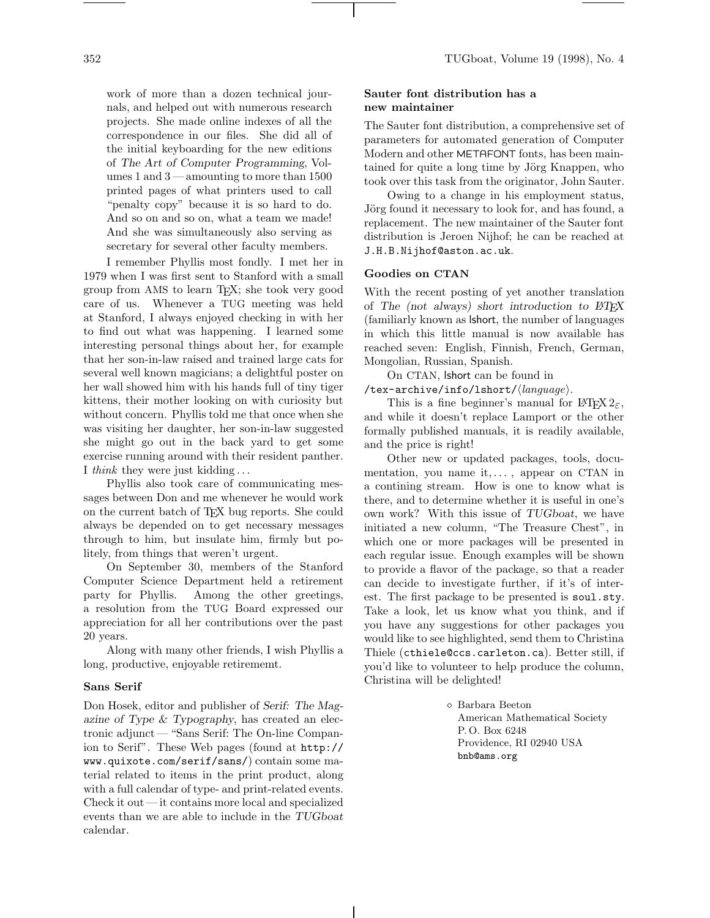work of more than a dozen technical journals, and helped out with numerous research projects. She made online indexes of all the correspondence in our files. She did all of the initial keyboarding for the new editions of *The Art of Computer Programming*, Volumes 1 and 3 — amounting to more than 1500 printed pages of what printers used to call "penalty copy" because it is so hard to do. And so on and so on, what a team we made! And she was simultaneously also serving as secretary for several other faculty members.

I remember Phyllis most fondly. I met her in 1979 when I was first sent to Stanford with a small group from AMS to learn TEX; she took very good care of us. Whenever a TUG meeting was held at Stanford, I always enjoyed checking in with her to find out what was happening. I learned some interesting personal things about her, for example that her son-in-law raised and trained large cats for several well known magicians; a delightful poster on her wall showed him with his hands full of tiny tiger kittens, their mother looking on with curiosity but without concern. Phyllis told me that once when she was visiting her daughter, her son-in-law suggested she might go out in the back yard to get some exercise running around with their resident panther. I *think* they were just kidding...

Phyllis also took care of communicating messages between Don and me whenever he would work on the current batch of TEX bug reports. She could always be depended on to get necessary messages through to him, but insulate him, firmly but politely, from things that weren't urgent.

On September 30, members of the Stanford Computer Science Department held a retirement party for Phyllis. Among the other greetings, a resolution from the TUG Board expressed our appreciation for all her contributions over the past 20 years.

Along with many other friends, I wish Phyllis a long, productive, enjoyable retirememt.

### Sans Serif

Don Hosek, editor and publisher of *Serif: The Magazine of Type & Typography*, has created an electronic adjunct — "Sans Serif: The On-line Companion to Serif". These Web pages (found at `http://www.quixote.com/serif/sans/`) contain some material related to items in the print product, along with a full calendar of type- and print-related events. Check it out — it contains more local and specialized events than we are able to include in the *TUGboat* calendar.

### Sauter font distribution has a new maintainer

The Sauter font distribution, a comprehensive set of parameters for automated generation of Computer Modern and other METAFONT fonts, has been maintained for quite a long time by Jörg Knappen, who took over this task from the originator, John Sauter.

Owing to a change in his employment status, Jörg found it necessary to look for, and has found, a replacement. The new maintainer of the Sauter font distribution is Jeroen Nijhof; he can be reached at `J.H.B.Nijhof@aston.ac.uk`.

### Goodies on CTAN

With the recent posting of yet another translation of *The (not always) short introduction to LATEX* (familiarly known as lshort, the number of languages in which this little manual is now available has reached seven: English, Finnish, French, German, Mongolian, Russian, Spanish.

On CTAN, lshort can be found in `/tex-archive/info/lshort/`⟨*language*⟩.

This is a fine beginner's manual for LATEX $2_\varepsilon$, and while it doesn't replace Lamport or the other formally published manuals, it is readily available, and the price is right!

Other new or updated packages, tools, documentation, you name it, ..., appear on CTAN in a contining stream. How is one to know what is there, and to determine whether it is useful in one's own work? With this issue of *TUGboat*, we have initiated a new column, "The Treasure Chest", in which one or more packages will be presented in each regular issue. Enough examples will be shown to provide a flavor of the package, so that a reader can decide to investigate further, if it's of interest. The first package to be presented is `soul.sty`. Take a look, let us know what you think, and if you have any suggestions for other packages you would like to see highlighted, send them to Christina Thiele (`cthiele@ccs.carleton.ca`). Better still, if you'd like to volunteer to help produce the column, Christina will be delighted!

◇ Barbara Beeton
American Mathematical Society
P. O. Box 6248
Providence, RI 02940 USA
`bnb@ams.org`